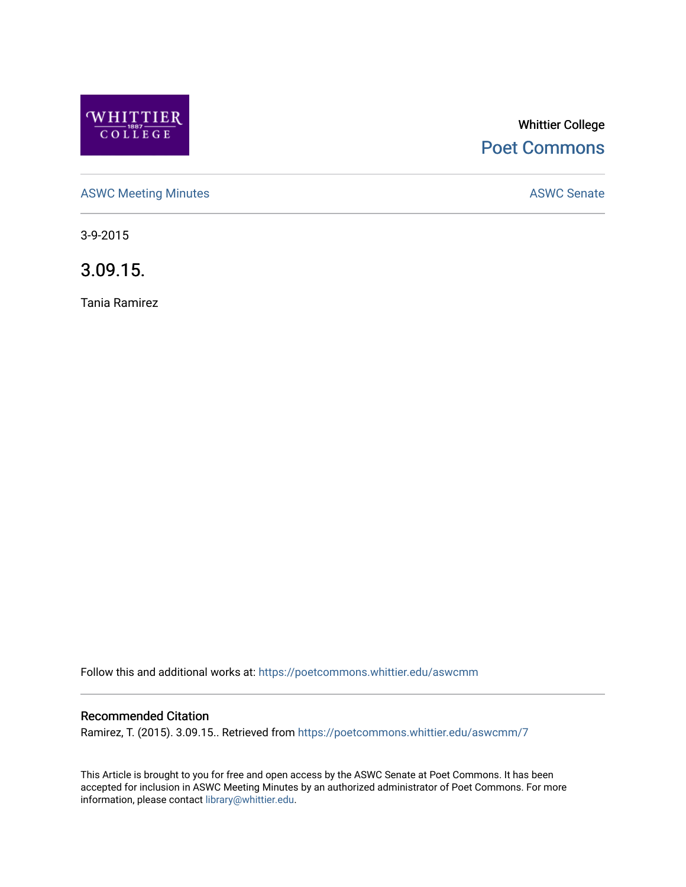Whittier College

Poet Commons

ASWC Meeting Minutes

ASWC Senate

3-9-2015

# 3.09.15.

Tania Ramirez

Follow this and additional works at: https://poetcommons.whittier.edu/aswcmm

## Recommended Citation

Ramirez, T. (2015). 3.09.15.. Retrieved from https://poetcommons.whittier.edu/aswcmm/7

This Article is brought to you for free and open access by the ASWC Senate at Poet Commons. It has been accepted for inclusion in ASWC Meeting Minutes by an authorized administrator of Poet Commons. For more information, please contact library@whittier.edu.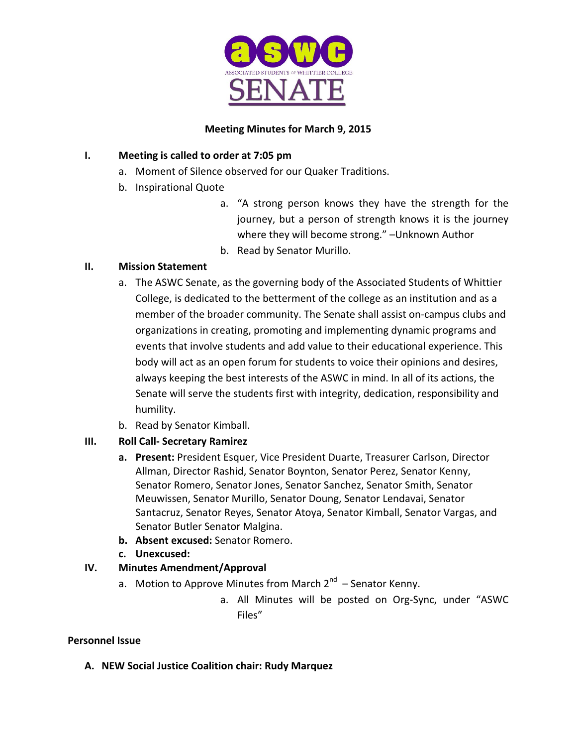ASSOCIATED STUDENTS OF WHITTIER COLLEGE SENATE

**Meeting Minutes for March 9, 2015**

**I. Meeting is called to order at 7:05 pm**

a. Moment of Silence observed for our Quaker Traditions.

b. Inspirational Quote

  a. "A strong person knows they have the strength for the journey, but a person of strength knows it is the journey where they will become strong." –Unknown Author

  b. Read by Senator Murillo.

**II. Mission Statement**

a. The ASWC Senate, as the governing body of the Associated Students of Whittier College, is dedicated to the betterment of the college as an institution and as a member of the broader community. The Senate shall assist on-campus clubs and organizations in creating, promoting and implementing dynamic programs and events that involve students and add value to their educational experience. This body will act as an open forum for students to voice their opinions and desires, always keeping the best interests of the ASWC in mind. In all of its actions, the Senate will serve the students first with integrity, dedication, responsibility and humility.

b. Read by Senator Kimball.

**III. Roll Call- Secretary Ramirez**

**a. Present:** President Esquer, Vice President Duarte, Treasurer Carlson, Director Allman, Director Rashid, Senator Boynton, Senator Perez, Senator Kenny, Senator Romero, Senator Jones, Senator Sanchez, Senator Smith, Senator Meuwissen, Senator Murillo, Senator Doung, Senator Lendavai, Senator Santacruz, Senator Reyes, Senator Atoya, Senator Kimball, Senator Vargas, and Senator Butler Senator Malgina.

**b. Absent excused:** Senator Romero.

**c. Unexcused:**

**IV. Minutes Amendment/Approval**

a. Motion to Approve Minutes from March 2nd – Senator Kenny.

  a. All Minutes will be posted on Org-Sync, under "ASWC Files"

**Personnel Issue**

**A. NEW Social Justice Coalition chair: Rudy Marquez**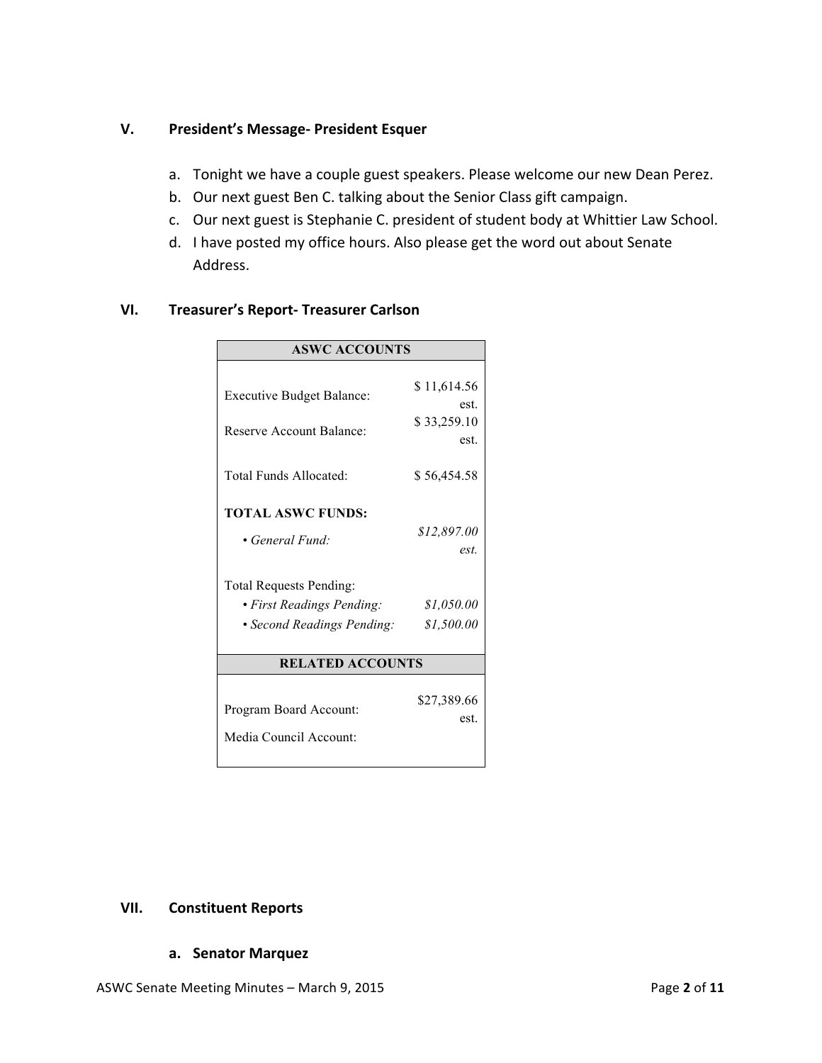## V. President's Message- President Esquer

a. Tonight we have a couple guest speakers. Please welcome our new Dean Perez.
b. Our next guest Ben C. talking about the Senior Class gift campaign.
c. Our next guest is Stephanie C. president of student body at Whittier Law School.
d. I have posted my office hours. Also please get the word out about Senate Address.

## VI. Treasurer's Report- Treasurer Carlson

| ASWC ACCOUNTS | |
|---|---|
| Executive Budget Balance: | $ 11,614.56 est. |
| Reserve Account Balance: | $ 33,259.10 est. |
| Total Funds Allocated: | $ 56,454.58 |
| **TOTAL ASWC FUNDS:** | |
| • *General Fund:* | *$12,897.00 est.* |
| Total Requests Pending: | |
| • *First Readings Pending:* | *$1,050.00* |
| • *Second Readings Pending:* | *$1,500.00* |
| **RELATED ACCOUNTS** | |
| Program Board Account: | $27,389.66 est. |
| Media Council Account: | |

## VII. Constituent Reports

### a. Senator Marquez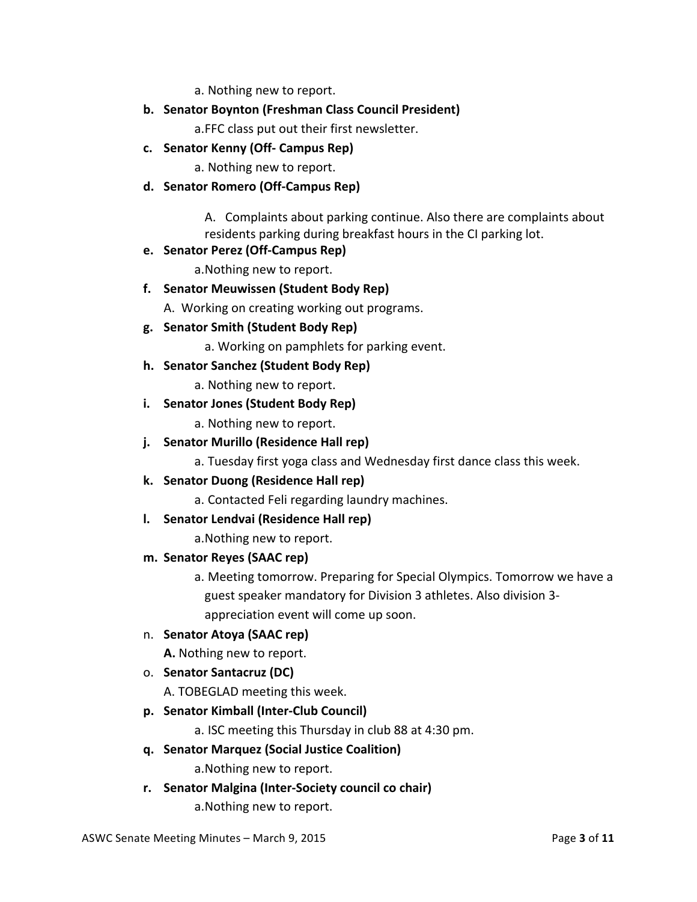a. Nothing new to report.

**b. Senator Boynton (Freshman Class Council President)**

a. FFC class put out their first newsletter.

**c. Senator Kenny (Off- Campus Rep)**

a. Nothing new to report.

**d. Senator Romero (Off-Campus Rep)**

A. Complaints about parking continue. Also there are complaints about residents parking during breakfast hours in the CI parking lot.

**e. Senator Perez (Off-Campus Rep)**

a. Nothing new to report.

**f. Senator Meuwissen (Student Body Rep)**

A. Working on creating working out programs.

**g. Senator Smith (Student Body Rep)**

a. Working on pamphlets for parking event.

**h. Senator Sanchez (Student Body Rep)**

a. Nothing new to report.

**i. Senator Jones (Student Body Rep)**

a. Nothing new to report.

**j. Senator Murillo (Residence Hall rep)**

a. Tuesday first yoga class and Wednesday first dance class this week.

**k. Senator Duong (Residence Hall rep)**

a. Contacted Feli regarding laundry machines.

**l. Senator Lendvai (Residence Hall rep)**

a. Nothing new to report.

**m. Senator Reyes (SAAC rep)**

a. Meeting tomorrow. Preparing for Special Olympics. Tomorrow we have a guest speaker mandatory for Division 3 athletes. Also division 3- appreciation event will come up soon.

n. **Senator Atoya (SAAC rep)**

**A.** Nothing new to report.

o. **Senator Santacruz (DC)**

A. TOBEGLAD meeting this week.

**p. Senator Kimball (Inter-Club Council)**

a. ISC meeting this Thursday in club 88 at 4:30 pm.

**q. Senator Marquez (Social Justice Coalition)**

a. Nothing new to report.

**r. Senator Malgina (Inter-Society council co chair)**

a. Nothing new to report.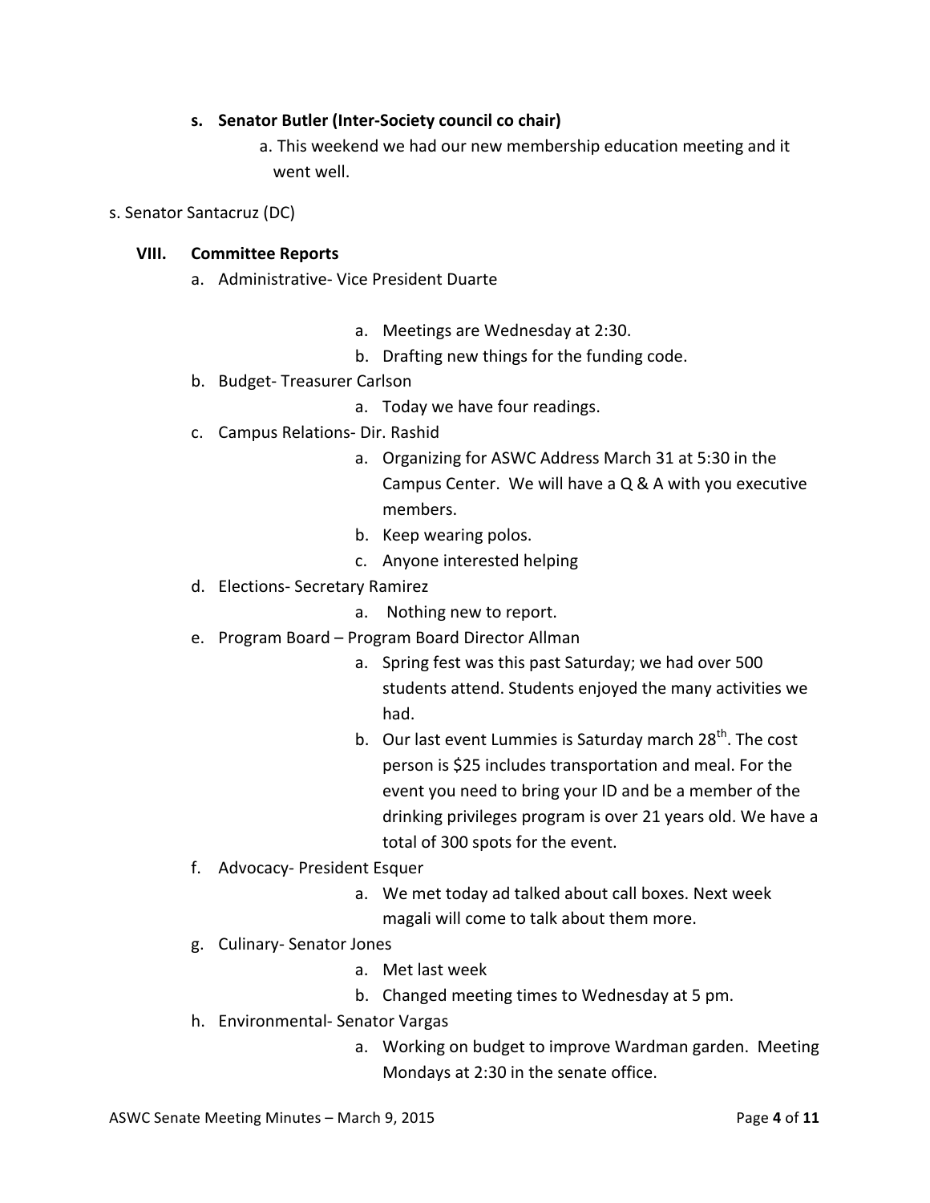**s. Senator Butler (Inter-Society council co chair)**

a. This weekend we had our new membership education meeting and it went well.

s. Senator Santacruz (DC)

### VIII. Committee Reports

a. Administrative- Vice President Duarte

   a. Meetings are Wednesday at 2:30.
   b. Drafting new things for the funding code.

b. Budget- Treasurer Carlson

   a. Today we have four readings.

c. Campus Relations- Dir. Rashid

   a. Organizing for ASWC Address March 31 at 5:30 in the Campus Center. We will have a Q & A with you executive members.
   b. Keep wearing polos.
   c. Anyone interested helping

d. Elections- Secretary Ramirez

   a. Nothing new to report.

e. Program Board – Program Board Director Allman

   a. Spring fest was this past Saturday; we had over 500 students attend. Students enjoyed the many activities we had.
   b. Our last event Lummies is Saturday march 28th. The cost person is $25 includes transportation and meal. For the event you need to bring your ID and be a member of the drinking privileges program is over 21 years old. We have a total of 300 spots for the event.

f. Advocacy- President Esquer

   a. We met today ad talked about call boxes. Next week magali will come to talk about them more.

g. Culinary- Senator Jones

   a. Met last week
   b. Changed meeting times to Wednesday at 5 pm.

h. Environmental- Senator Vargas

   a. Working on budget to improve Wardman garden. Meeting Mondays at 2:30 in the senate office.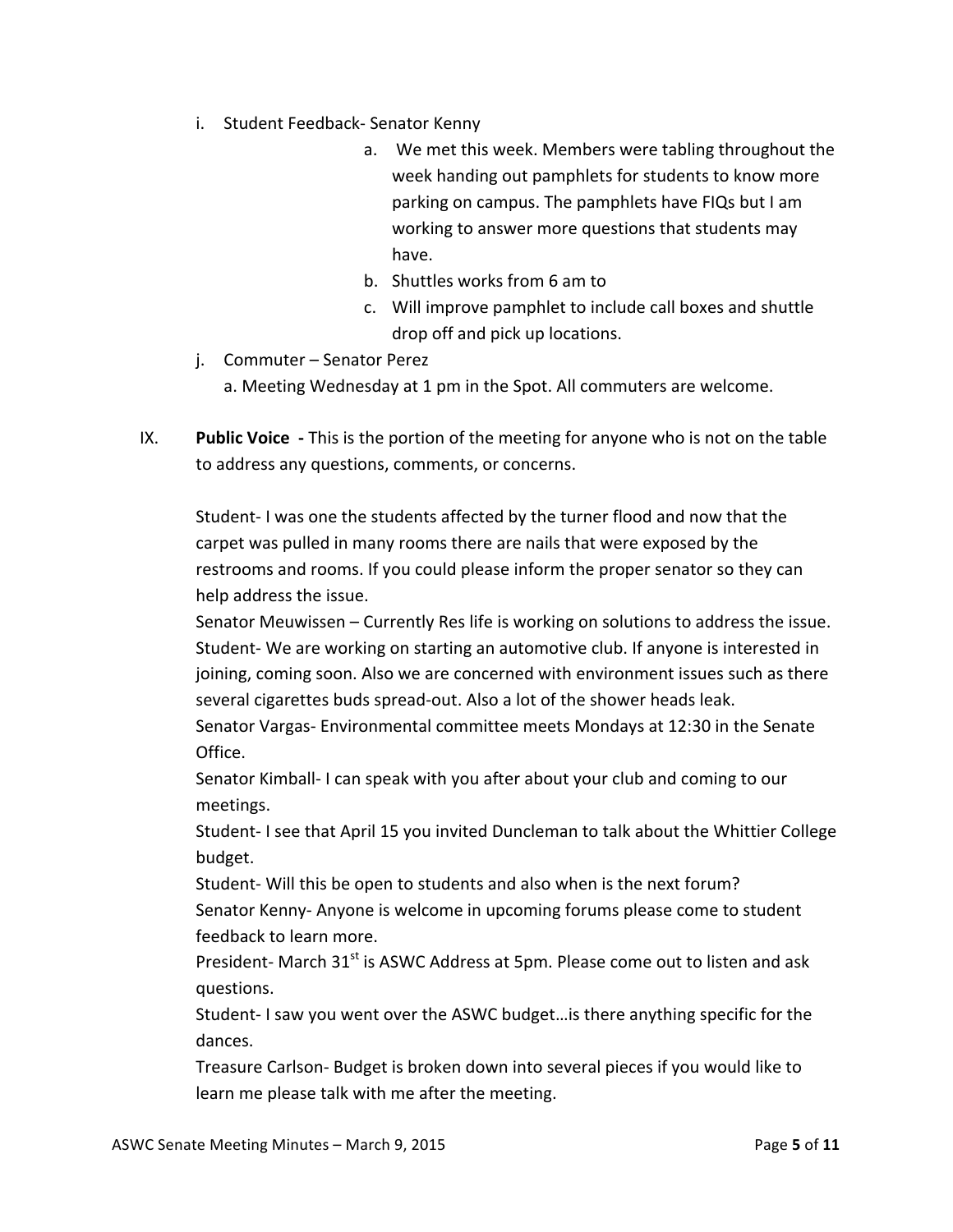i. Student Feedback- Senator Kenny

   a. We met this week. Members were tabling throughout the week handing out pamphlets for students to know more parking on campus. The pamphlets have FIQs but I am working to answer more questions that students may have.
   b. Shuttles works from 6 am to
   c. Will improve pamphlet to include call boxes and shuttle drop off and pick up locations.

j. Commuter – Senator Perez

   a. Meeting Wednesday at 1 pm in the Spot. All commuters are welcome.

IX. **Public Voice -** This is the portion of the meeting for anyone who is not on the table to address any questions, comments, or concerns.

Student- I was one the students affected by the turner flood and now that the carpet was pulled in many rooms there are nails that were exposed by the restrooms and rooms. If you could please inform the proper senator so they can help address the issue.
Senator Meuwissen – Currently Res life is working on solutions to address the issue.
Student- We are working on starting an automotive club. If anyone is interested in joining, coming soon. Also we are concerned with environment issues such as there several cigarettes buds spread-out. Also a lot of the shower heads leak.
Senator Vargas- Environmental committee meets Mondays at 12:30 in the Senate Office.
Senator Kimball- I can speak with you after about your club and coming to our meetings.
Student- I see that April 15 you invited Duncleman to talk about the Whittier College budget.
Student- Will this be open to students and also when is the next forum?
Senator Kenny- Anyone is welcome in upcoming forums please come to student feedback to learn more.
President- March 31st is ASWC Address at 5pm. Please come out to listen and ask questions.
Student- I saw you went over the ASWC budget…is there anything specific for the dances.
Treasure Carlson- Budget is broken down into several pieces if you would like to learn me please talk with me after the meeting.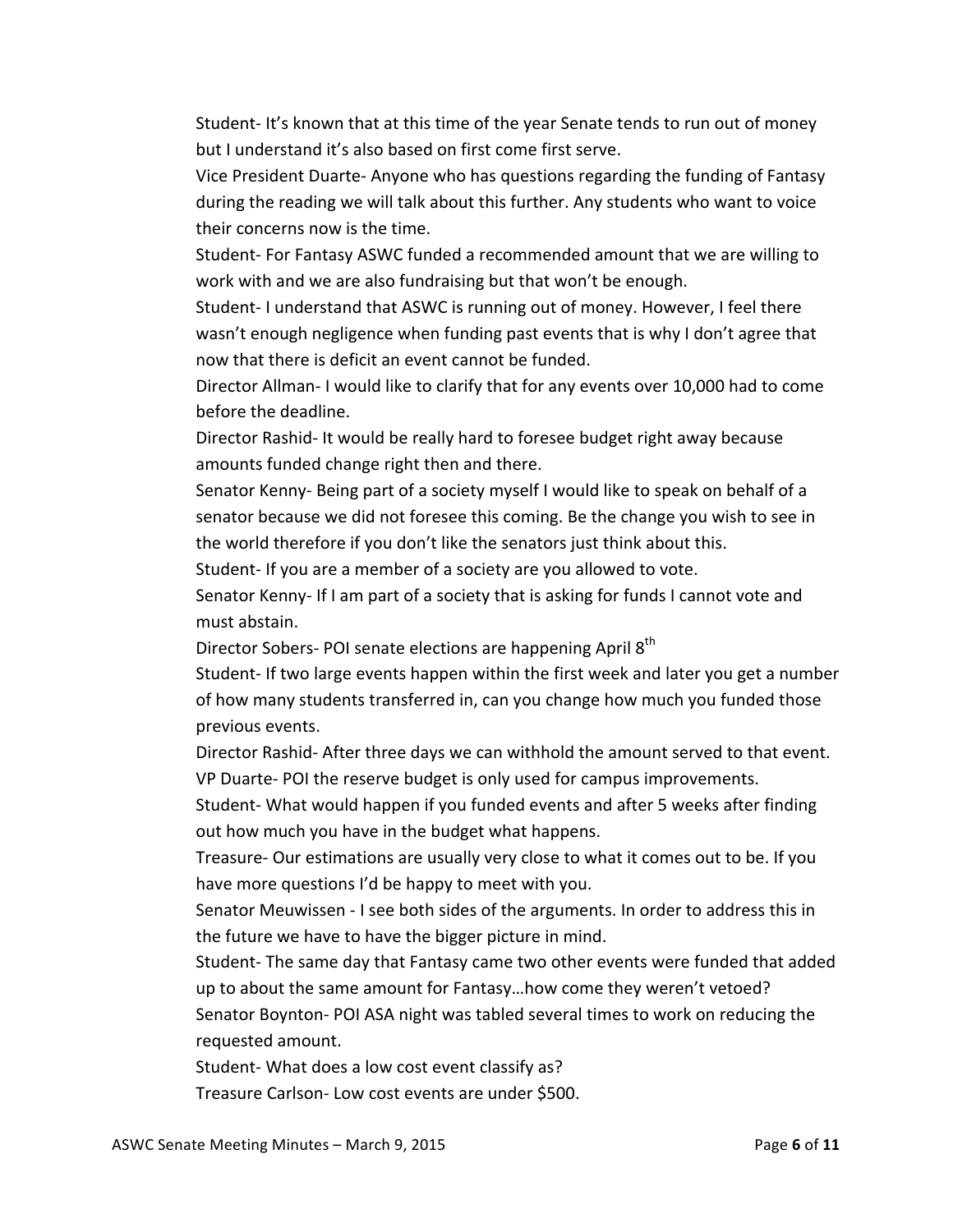Student- It's known that at this time of the year Senate tends to run out of money but I understand it's also based on first come first serve.

Vice President Duarte- Anyone who has questions regarding the funding of Fantasy during the reading we will talk about this further. Any students who want to voice their concerns now is the time.

Student- For Fantasy ASWC funded a recommended amount that we are willing to work with and we are also fundraising but that won't be enough.

Student- I understand that ASWC is running out of money. However, I feel there wasn't enough negligence when funding past events that is why I don't agree that now that there is deficit an event cannot be funded.

Director Allman- I would like to clarify that for any events over 10,000 had to come before the deadline.

Director Rashid- It would be really hard to foresee budget right away because amounts funded change right then and there.

Senator Kenny- Being part of a society myself I would like to speak on behalf of a senator because we did not foresee this coming. Be the change you wish to see in the world therefore if you don't like the senators just think about this.

Student- If you are a member of a society are you allowed to vote.

Senator Kenny- If I am part of a society that is asking for funds I cannot vote and must abstain.

Director Sobers- POI senate elections are happening April 8th

Student- If two large events happen within the first week and later you get a number of how many students transferred in, can you change how much you funded those previous events.

Director Rashid- After three days we can withhold the amount served to that event.

VP Duarte- POI the reserve budget is only used for campus improvements.

Student- What would happen if you funded events and after 5 weeks after finding out how much you have in the budget what happens.

Treasure- Our estimations are usually very close to what it comes out to be. If you have more questions I'd be happy to meet with you.

Senator Meuwissen - I see both sides of the arguments. In order to address this in the future we have to have the bigger picture in mind.

Student- The same day that Fantasy came two other events were funded that added up to about the same amount for Fantasy…how come they weren't vetoed?

Senator Boynton- POI ASA night was tabled several times to work on reducing the requested amount.

Student- What does a low cost event classify as?

Treasure Carlson- Low cost events are under $500.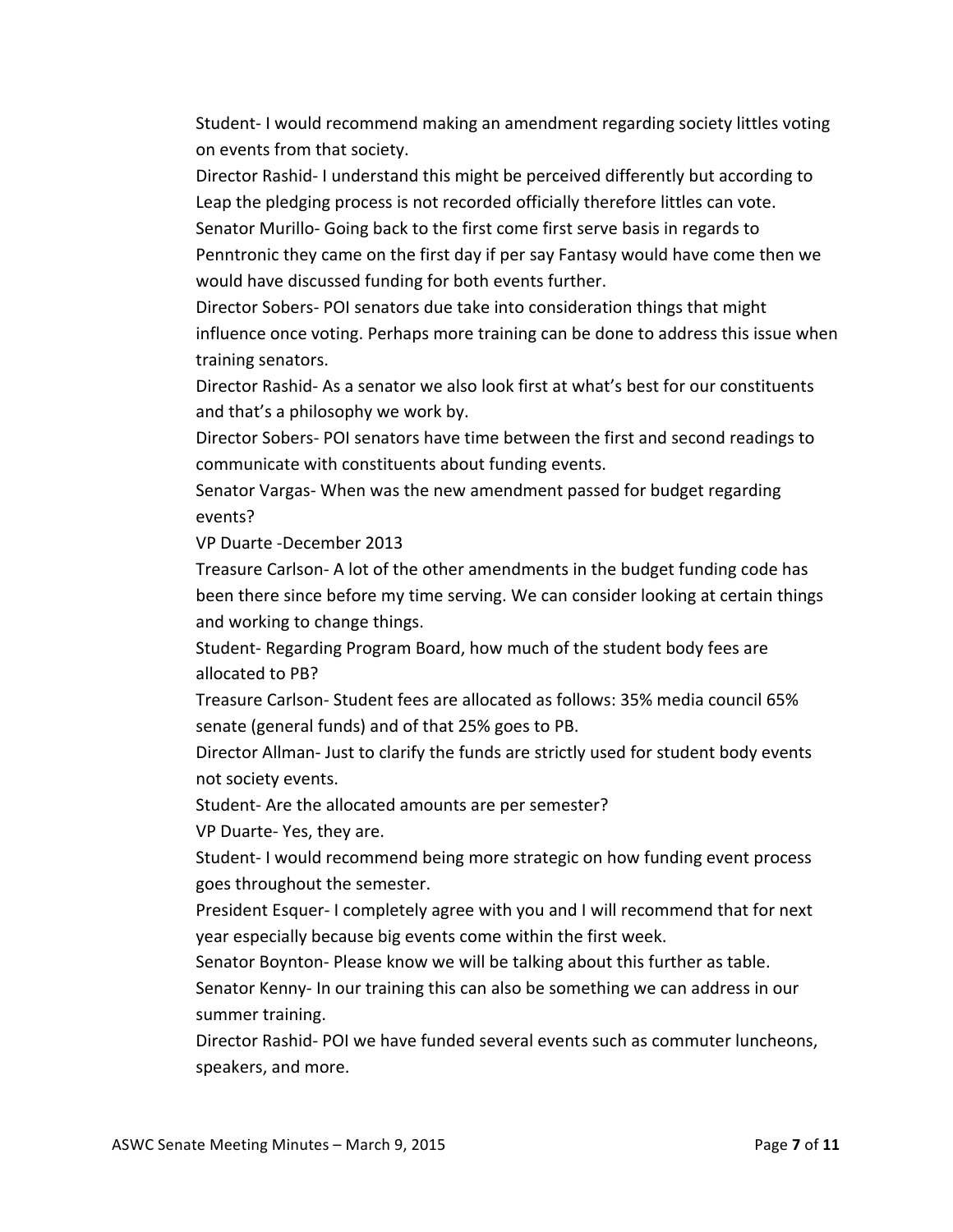Student- I would recommend making an amendment regarding society littles voting on events from that society.

Director Rashid- I understand this might be perceived differently but according to Leap the pledging process is not recorded officially therefore littles can vote.

Senator Murillo- Going back to the first come first serve basis in regards to Penntronic they came on the first day if per say Fantasy would have come then we would have discussed funding for both events further.

Director Sobers- POI senators due take into consideration things that might influence once voting. Perhaps more training can be done to address this issue when training senators.

Director Rashid- As a senator we also look first at what's best for our constituents and that's a philosophy we work by.

Director Sobers- POI senators have time between the first and second readings to communicate with constituents about funding events.

Senator Vargas- When was the new amendment passed for budget regarding events?

VP Duarte -December 2013

Treasure Carlson- A lot of the other amendments in the budget funding code has been there since before my time serving. We can consider looking at certain things and working to change things.

Student- Regarding Program Board, how much of the student body fees are allocated to PB?

Treasure Carlson- Student fees are allocated as follows: 35% media council 65% senate (general funds) and of that 25% goes to PB.

Director Allman- Just to clarify the funds are strictly used for student body events not society events.

Student- Are the allocated amounts are per semester?

VP Duarte- Yes, they are.

Student- I would recommend being more strategic on how funding event process goes throughout the semester.

President Esquer- I completely agree with you and I will recommend that for next year especially because big events come within the first week.

Senator Boynton- Please know we will be talking about this further as table.

Senator Kenny- In our training this can also be something we can address in our summer training.

Director Rashid- POI we have funded several events such as commuter luncheons, speakers, and more.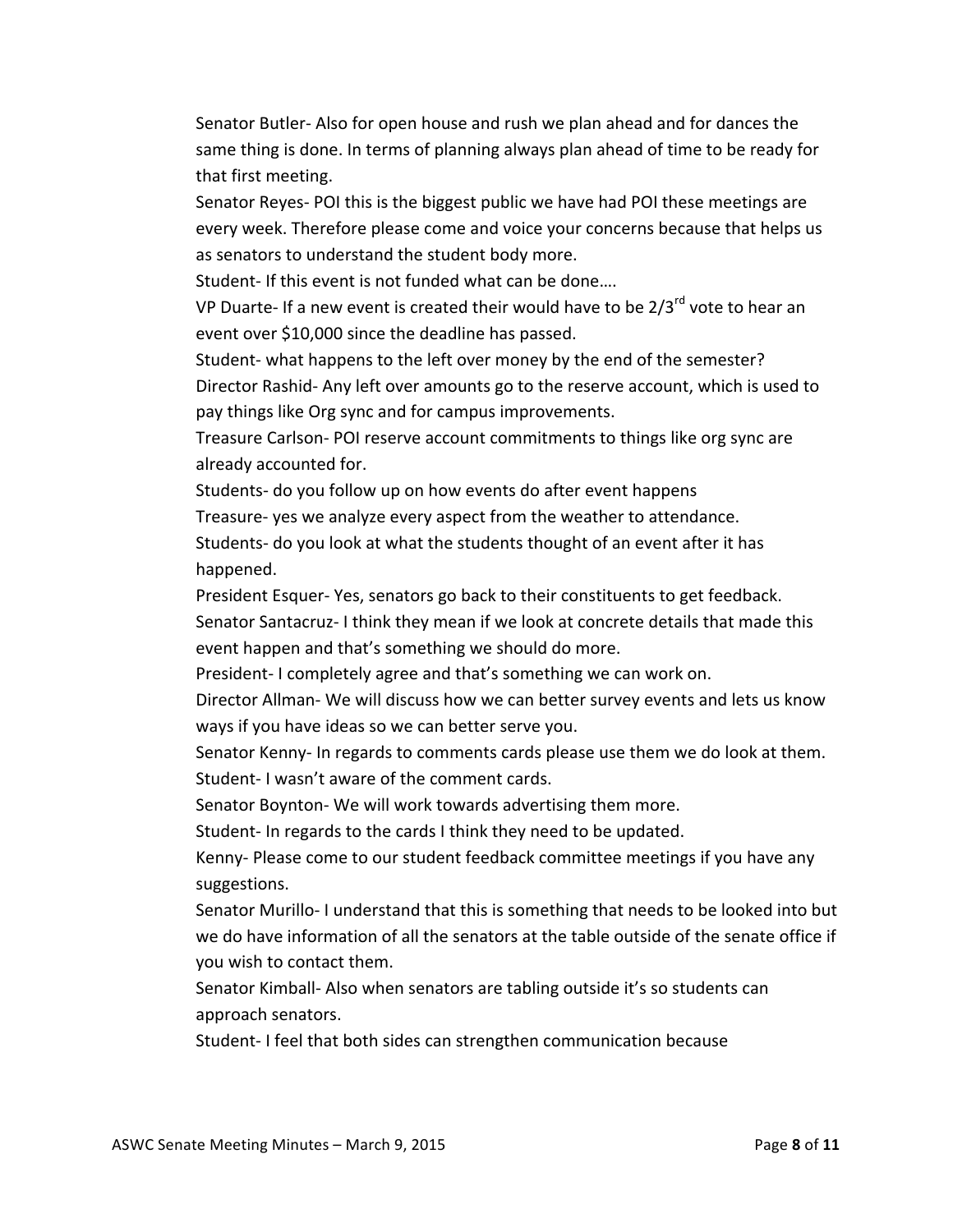Senator Butler- Also for open house and rush we plan ahead and for dances the same thing is done. In terms of planning always plan ahead of time to be ready for that first meeting.

Senator Reyes- POI this is the biggest public we have had POI these meetings are every week. Therefore please come and voice your concerns because that helps us as senators to understand the student body more.

Student- If this event is not funded what can be done….

VP Duarte- If a new event is created their would have to be 2/3rd vote to hear an event over $10,000 since the deadline has passed.

Student- what happens to the left over money by the end of the semester?

Director Rashid- Any left over amounts go to the reserve account, which is used to pay things like Org sync and for campus improvements.

Treasure Carlson- POI reserve account commitments to things like org sync are already accounted for.

Students- do you follow up on how events do after event happens

Treasure- yes we analyze every aspect from the weather to attendance.

Students- do you look at what the students thought of an event after it has happened.

President Esquer- Yes, senators go back to their constituents to get feedback.

Senator Santacruz- I think they mean if we look at concrete details that made this event happen and that's something we should do more.

President- I completely agree and that's something we can work on.

Director Allman- We will discuss how we can better survey events and lets us know ways if you have ideas so we can better serve you.

Senator Kenny- In regards to comments cards please use them we do look at them.

Student- I wasn't aware of the comment cards.

Senator Boynton- We will work towards advertising them more.

Student- In regards to the cards I think they need to be updated.

Kenny- Please come to our student feedback committee meetings if you have any suggestions.

Senator Murillo- I understand that this is something that needs to be looked into but we do have information of all the senators at the table outside of the senate office if you wish to contact them.

Senator Kimball- Also when senators are tabling outside it's so students can approach senators.

Student- I feel that both sides can strengthen communication because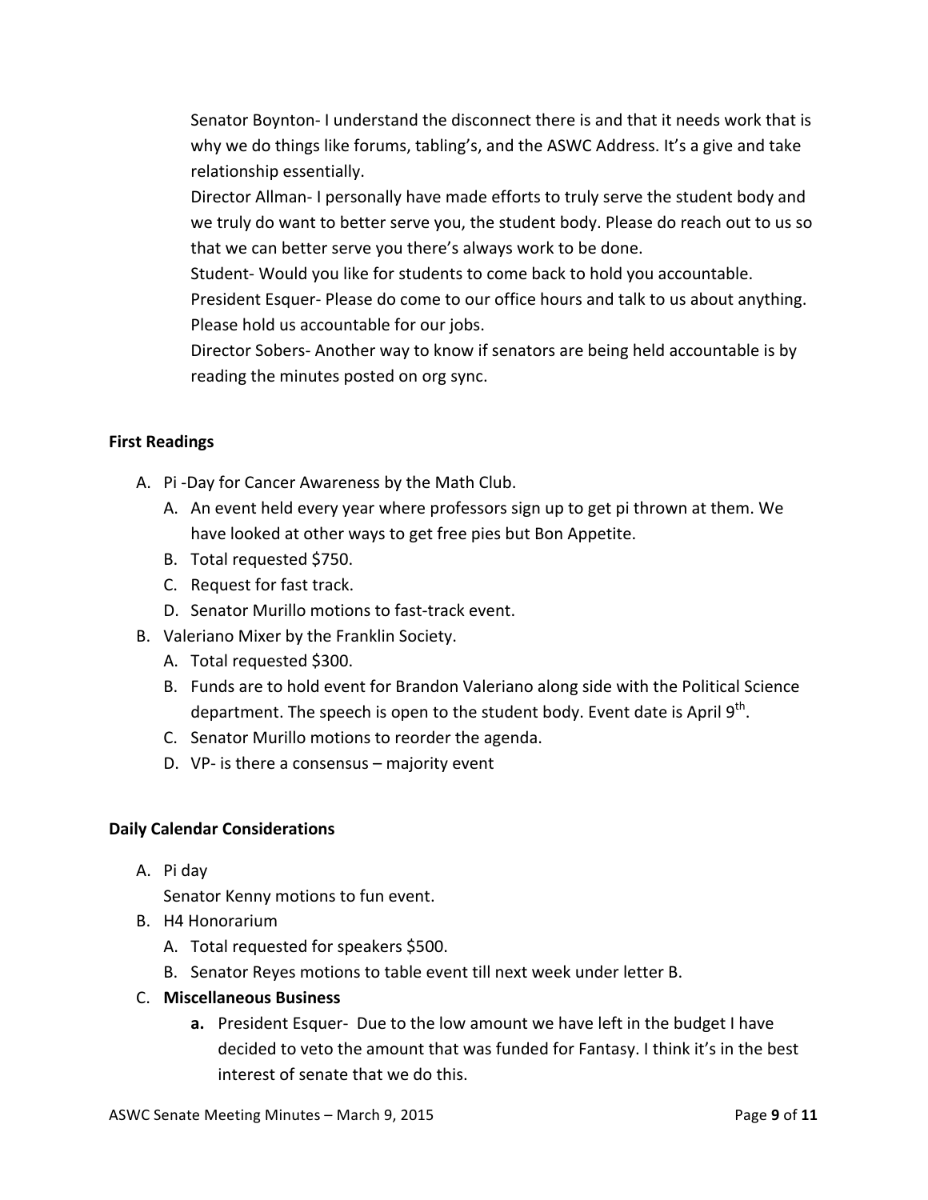Senator Boynton- I understand the disconnect there is and that it needs work that is why we do things like forums, tabling's, and the ASWC Address. It's a give and take relationship essentially.

Director Allman- I personally have made efforts to truly serve the student body and we truly do want to better serve you, the student body. Please do reach out to us so that we can better serve you there's always work to be done.

Student- Would you like for students to come back to hold you accountable.

President Esquer- Please do come to our office hours and talk to us about anything. Please hold us accountable for our jobs.

Director Sobers- Another way to know if senators are being held accountable is by reading the minutes posted on org sync.

**First Readings**

A. Pi -Day for Cancer Awareness by the Math Club.
   A. An event held every year where professors sign up to get pi thrown at them. We have looked at other ways to get free pies but Bon Appetite.
   B. Total requested $750.
   C. Request for fast track.
   D. Senator Murillo motions to fast-track event.
B. Valeriano Mixer by the Franklin Society.
   A. Total requested $300.
   B. Funds are to hold event for Brandon Valeriano along side with the Political Science department. The speech is open to the student body. Event date is April 9th.
   C. Senator Murillo motions to reorder the agenda.
   D. VP- is there a consensus – majority event

**Daily Calendar Considerations**

A. Pi day

   Senator Kenny motions to fun event.
B. H4 Honorarium
   A. Total requested for speakers $500.
   B. Senator Reyes motions to table event till next week under letter B.
C. **Miscellaneous Business**
   **a.** President Esquer- Due to the low amount we have left in the budget I have decided to veto the amount that was funded for Fantasy. I think it's in the best interest of senate that we do this.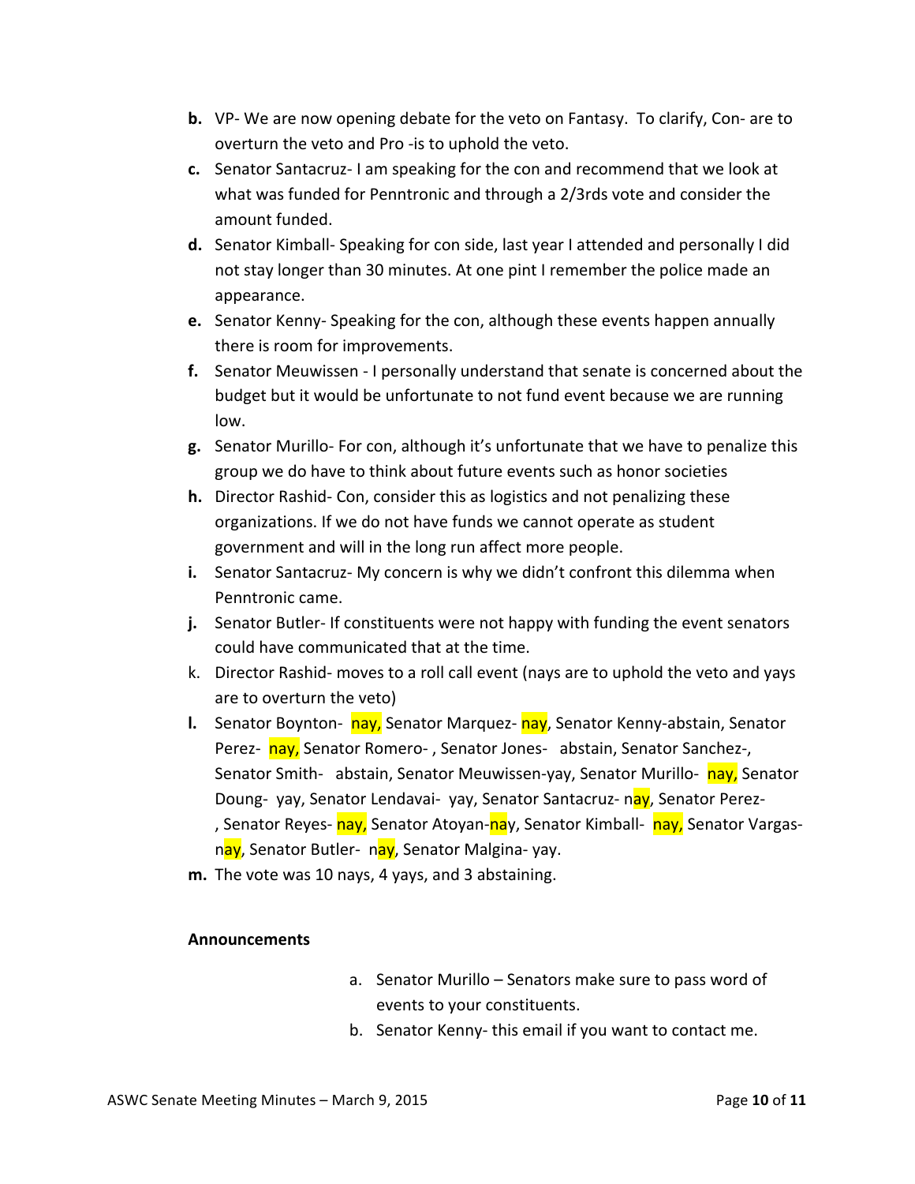b. VP- We are now opening debate for the veto on Fantasy. To clarify, Con- are to overturn the veto and Pro -is to uphold the veto.
c. Senator Santacruz- I am speaking for the con and recommend that we look at what was funded for Penntronic and through a 2/3rds vote and consider the amount funded.
d. Senator Kimball- Speaking for con side, last year I attended and personally I did not stay longer than 30 minutes. At one pint I remember the police made an appearance.
e. Senator Kenny- Speaking for the con, although these events happen annually there is room for improvements.
f. Senator Meuwissen - I personally understand that senate is concerned about the budget but it would be unfortunate to not fund event because we are running low.
g. Senator Murillo- For con, although it's unfortunate that we have to penalize this group we do have to think about future events such as honor societies
h. Director Rashid- Con, consider this as logistics and not penalizing these organizations. If we do not have funds we cannot operate as student government and will in the long run affect more people.
i. Senator Santacruz- My concern is why we didn't confront this dilemma when Penntronic came.
j. Senator Butler- If constituents were not happy with funding the event senators could have communicated that at the time.
k. Director Rashid- moves to a roll call event (nays are to uphold the veto and yays are to overturn the veto)
l. Senator Boynton- nay, Senator Marquez- nay, Senator Kenny-abstain, Senator Perez- nay, Senator Romero- , Senator Jones- abstain, Senator Sanchez-, Senator Smith- abstain, Senator Meuwissen-yay, Senator Murillo- nay, Senator Doung- yay, Senator Lendavai- yay, Senator Santacruz- nay, Senator Perez- , Senator Reyes- nay, Senator Atoyan-nay, Senator Kimball- nay, Senator Vargas- nay, Senator Butler- nay, Senator Malgina- yay.
m. The vote was 10 nays, 4 yays, and 3 abstaining.

**Announcements**

a. Senator Murillo – Senators make sure to pass word of events to your constituents.
b. Senator Kenny- this email if you want to contact me.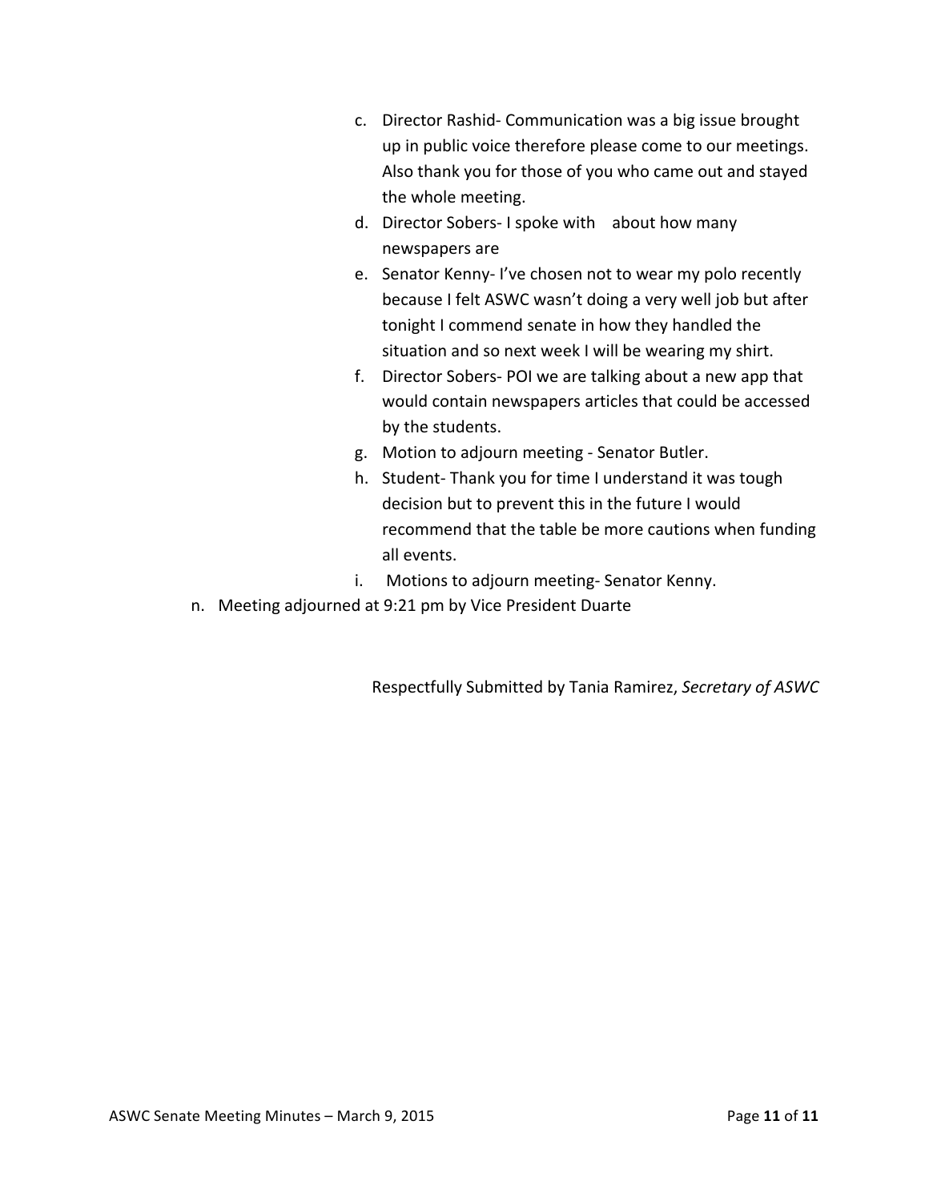c. Director Rashid- Communication was a big issue brought up in public voice therefore please come to our meetings. Also thank you for those of you who came out and stayed the whole meeting.
d. Director Sobers- I spoke with about how many newspapers are
e. Senator Kenny- I've chosen not to wear my polo recently because I felt ASWC wasn't doing a very well job but after tonight I commend senate in how they handled the situation and so next week I will be wearing my shirt.
f. Director Sobers- POI we are talking about a new app that would contain newspapers articles that could be accessed by the students.
g. Motion to adjourn meeting - Senator Butler.
h. Student- Thank you for time I understand it was tough decision but to prevent this in the future I would recommend that the table be more cautions when funding all events.
i. Motions to adjourn meeting- Senator Kenny.

n. Meeting adjourned at 9:21 pm by Vice President Duarte

Respectfully Submitted by Tania Ramirez, *Secretary of ASWC*